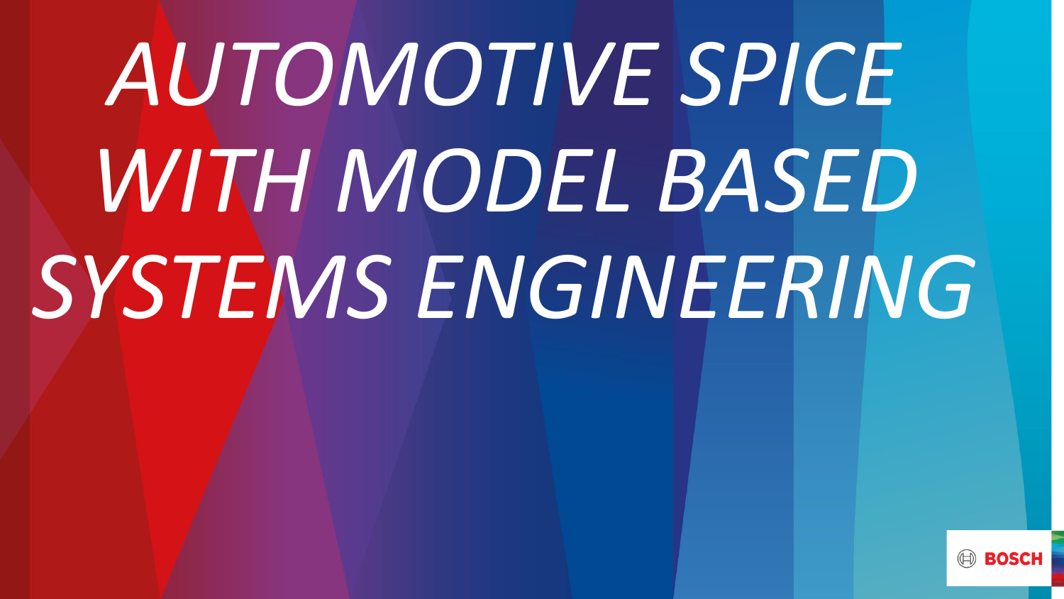# *AUTOMOTIVE SPICE WITH MODEL BASED SYSTEMS ENGINEERING*

BOSCH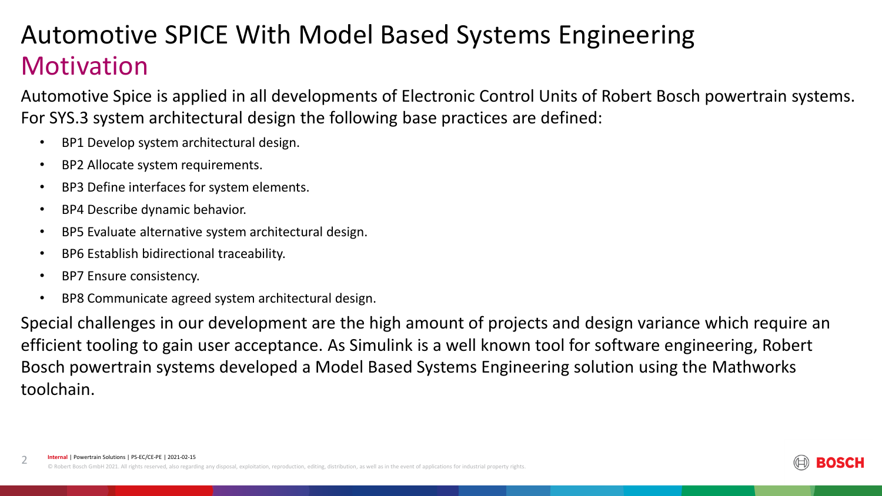# Automotive SPICE With Model Based Systems Engineering

## Motivation

Automotive Spice is applied in all developments of Electronic Control Units of Robert Bosch powertrain systems. For SYS.3 system architectural design the following base practices are defined:

- BP1 Develop system architectural design.
- BP2 Allocate system requirements.
- BP3 Define interfaces for system elements.
- BP4 Describe dynamic behavior.
- BP5 Evaluate alternative system architectural design.
- BP6 Establish bidirectional traceability.
- BP7 Ensure consistency.
- BP8 Communicate agreed system architectural design.

Special challenges in our development are the high amount of projects and design variance which require an efficient tooling to gain user acceptance. As Simulink is a well known tool for software engineering, Robert Bosch powertrain systems developed a Model Based Systems Engineering solution using the Mathworks toolchain.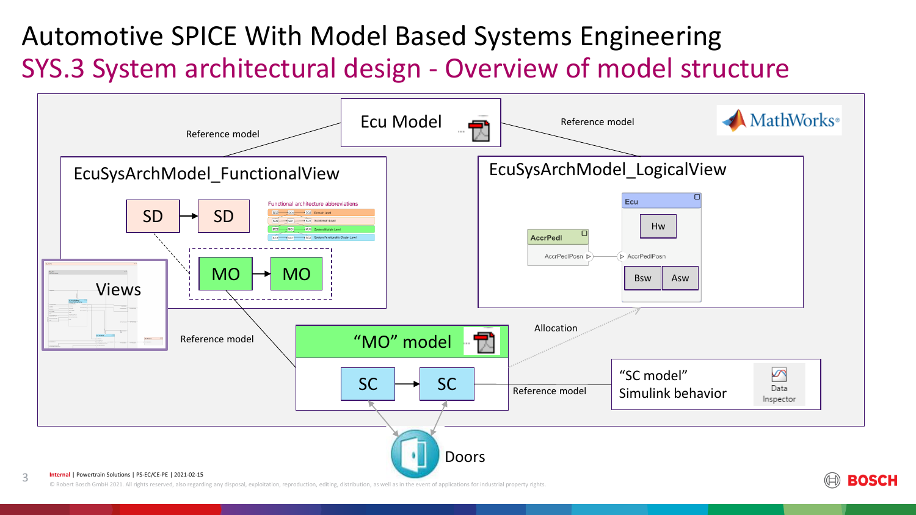# Automotive SPICE With Model Based Systems Engineering

## SYS.3 System architectural design - Overview of model structure

Ecu Model

Reference model

Reference model

MathWorks

EcuSysArchModel_FunctionalView

SD → SD

Functional architecture abbreviations

MO → MO

Views

EcuSysArchModel_LogicalView

Ecu

Hw

AccrPedl

AccrPedlPosn

AccrPedlPosn

Bsw

Asw

Allocation

Reference model

"MO" model

SC → SC

Reference model

"SC model"
Simulink behavior

Data Inspector

Doors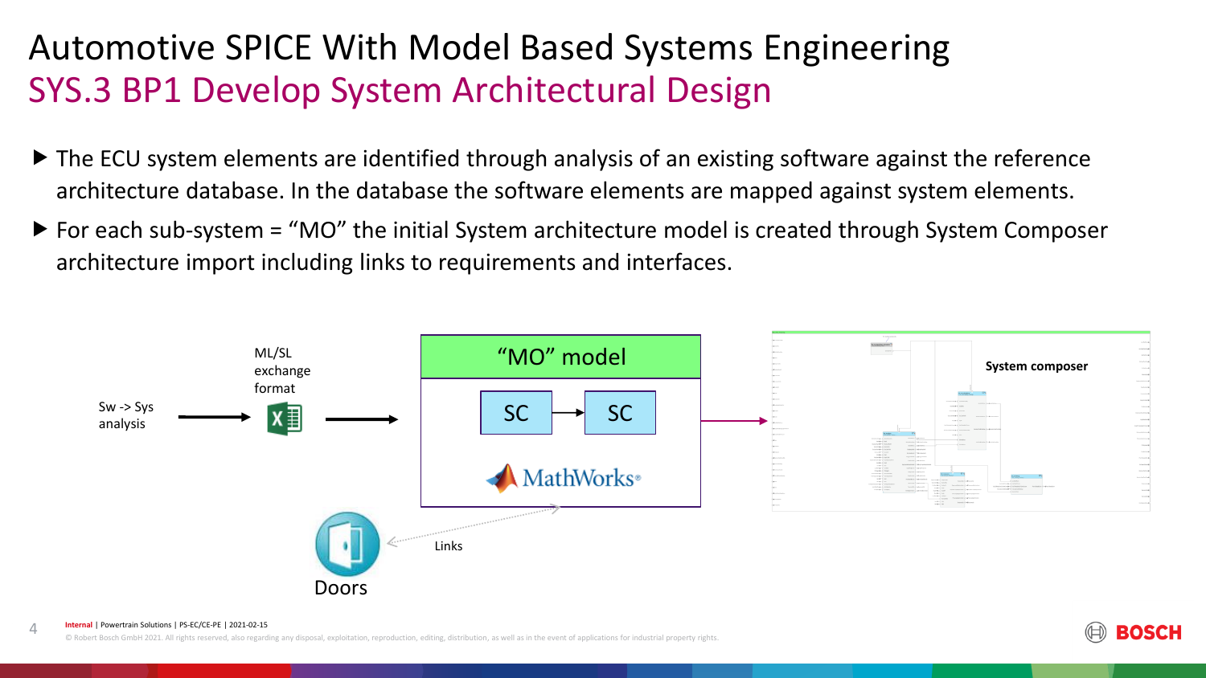# Automotive SPICE With Model Based Systems Engineering

## SYS.3 BP1 Develop System Architectural Design

- The ECU system elements are identified through analysis of an existing software against the reference architecture database. In the database the software elements are mapped against system elements.
- For each sub-system = "MO" the initial System architecture model is created through System Composer architecture import including links to requirements and interfaces.

Sw -> Sys analysis

ML/SL exchange format

"MO" model

SC

SC

MathWorks®

System composer

Links

Doors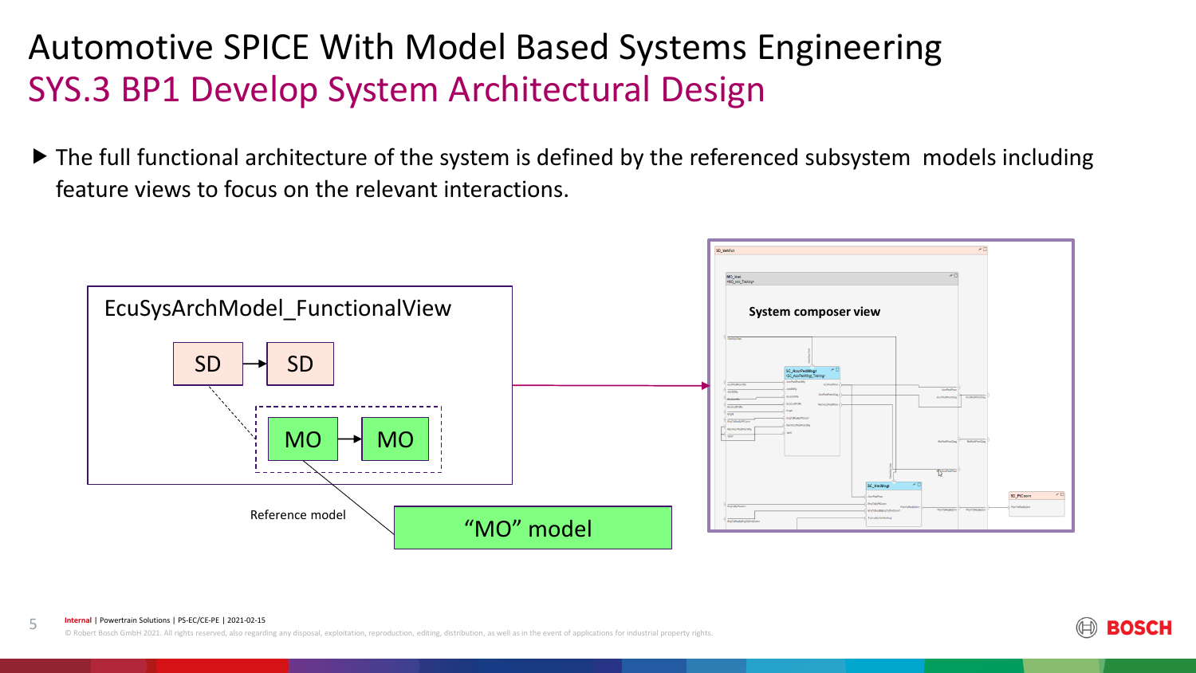# Automotive SPICE With Model Based Systems Engineering

## SYS.3 BP1 Develop System Architectural Design

- The full functional architecture of the system is defined by the referenced subsystem models including feature views to focus on the relevant interactions.

EcuSysArchModel_FunctionalView

SD → SD

MO → MO

Reference model

"MO" model

System composer view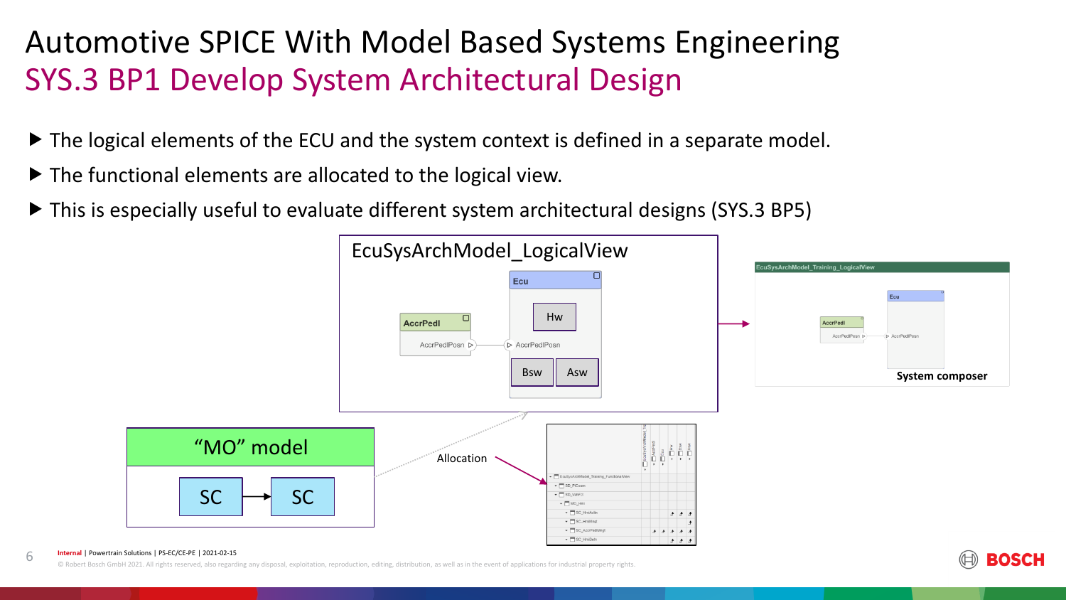# Automotive SPICE With Model Based Systems Engineering

## SYS.3 BP1 Develop System Architectural Design

- The logical elements of the ECU and the system context is defined in a separate model.
- The functional elements are allocated to the logical view.
- This is especially useful to evaluate different system architectural designs (SYS.3 BP5)

EcuSysArchModel_LogicalView

Ecu

Hw

AccrPedl

AccrPedlPosn

AccrPedlPosn

Bsw

Asw

EcuSysArchModel_Training_LogicalView

System composer

“MO” model

SC

SC

Allocation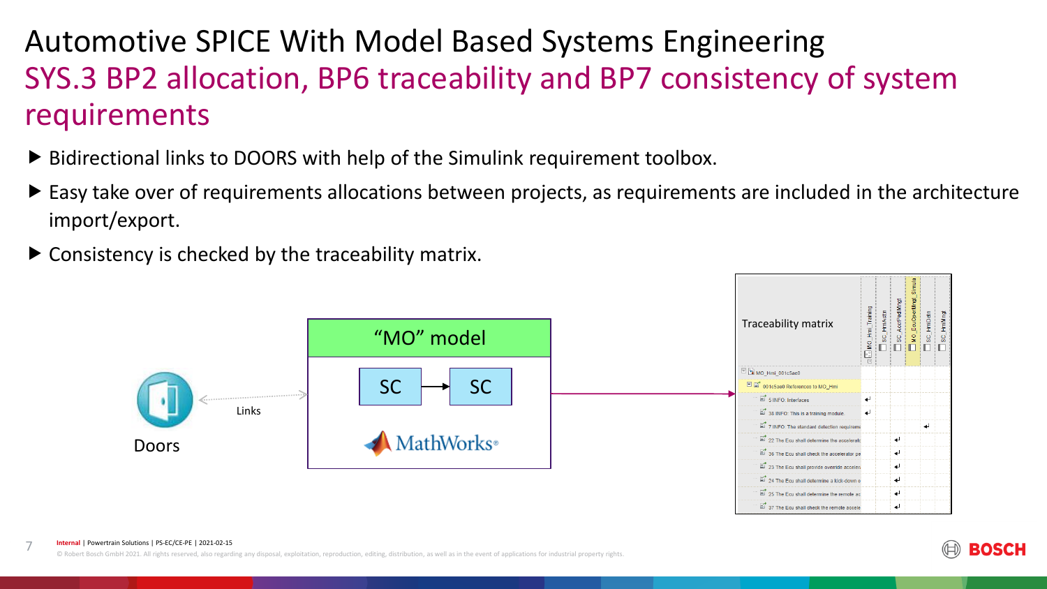# Automotive SPICE With Model Based Systems Engineering

## SYS.3 BP2 allocation, BP6 traceability and BP7 consistency of system requirements

- Bidirectional links to DOORS with help of the Simulink requirement toolbox.
- Easy take over of requirements allocations between projects, as requirements are included in the architecture import/export.
- Consistency is checked by the traceability matrix.

Doors

Links

"MO" model

SC → SC

MathWorks

Traceability matrix

| | MO_Hmi_Training | SC_HmiActn | SC_AccrPedlMngd | MO_EcuOverMngl_Simula | SC_HmiDrtn | SC_HmiMngl |
|---|---|---|---|---|---|---|
| MO_Hmi_001c5ae0 | | | | | | |
| 001c5ae0 References to MO_Hmi | | | | | | |
| 5 INFO: Interfaces | ↵ | | | | | |
| 38 INFO: This is a training module. | ↵ | | | | | |
| 7 INFO: The standard detection requireme | | | | | ↵ | |
| 22 The Ecu shall determine the accelerati | | | ↵ | | | |
| 36 The Ecu shall check the accelerator pe | | | ↵ | | | |
| 23 The Ecu shall provide override acceler | | | ↵ | | | |
| 24 The Ecu shall determine a kick-down o | | | ↵ | | | |
| 25 The Ecu shall determine the remote ac | | | ↵ | | | |
| 37 The Ecu shall check the remote accele | | | ↵ | | | |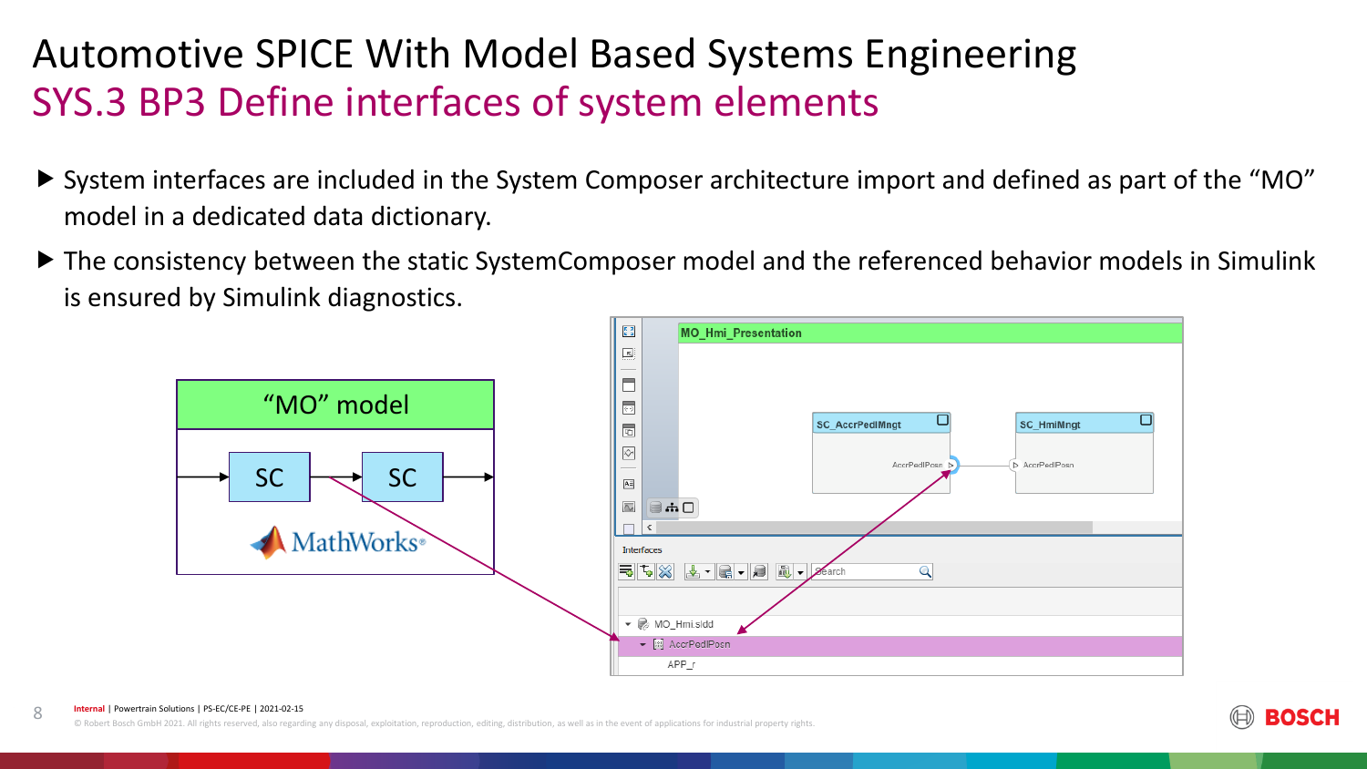# Automotive SPICE With Model Based Systems Engineering

## SYS.3 BP3 Define interfaces of system elements

- System interfaces are included in the System Composer architecture import and defined as part of the “MO” model in a dedicated data dictionary.
- The consistency between the static SystemComposer model and the referenced behavior models in Simulink is ensured by Simulink diagnostics.

“MO” model

SC SC

MathWorks

MO_Hmi_Presentation

SC_AccrPedlMngt AccrPedlPosn

SC_HmiMngt AccrPedlPosn

Interfaces

MO_Hmi.sldd

AccrPedlPosn

APP_r

Internal | Powertrain Solutions | PS-EC/CE-PE | 2021-02-15

© Robert Bosch GmbH 2021. All rights reserved, also regarding any disposal, exploitation, reproduction, editing, distribution, as well as in the event of applications for industrial property rights.

BOSCH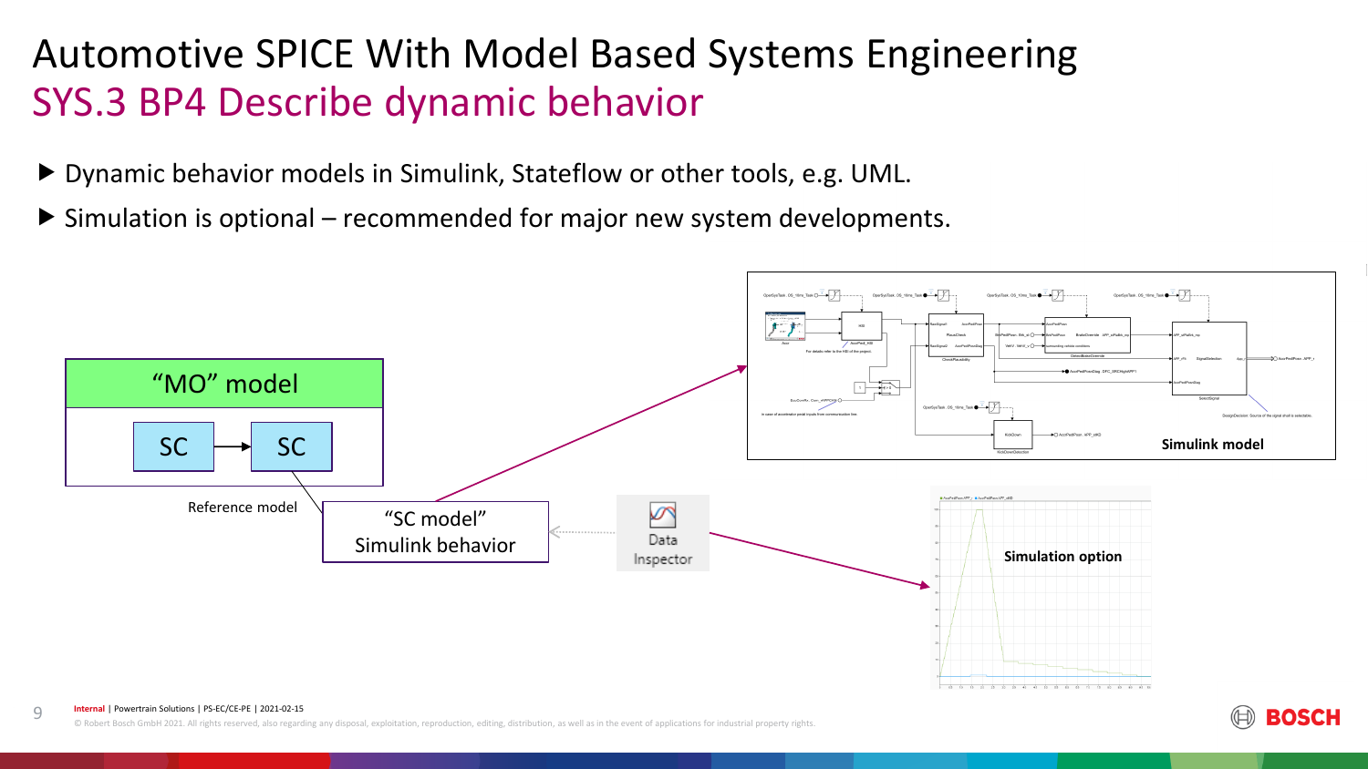# Automotive SPICE With Model Based Systems Engineering

## SYS.3 BP4 Describe dynamic behavior

- Dynamic behavior models in Simulink, Stateflow or other tools, e.g. UML.
- Simulation is optional – recommended for major new system developments.

"MO" model

SC → SC

Reference model

"SC model"
Simulink behavior

Data Inspector

Simulink model

Simulation option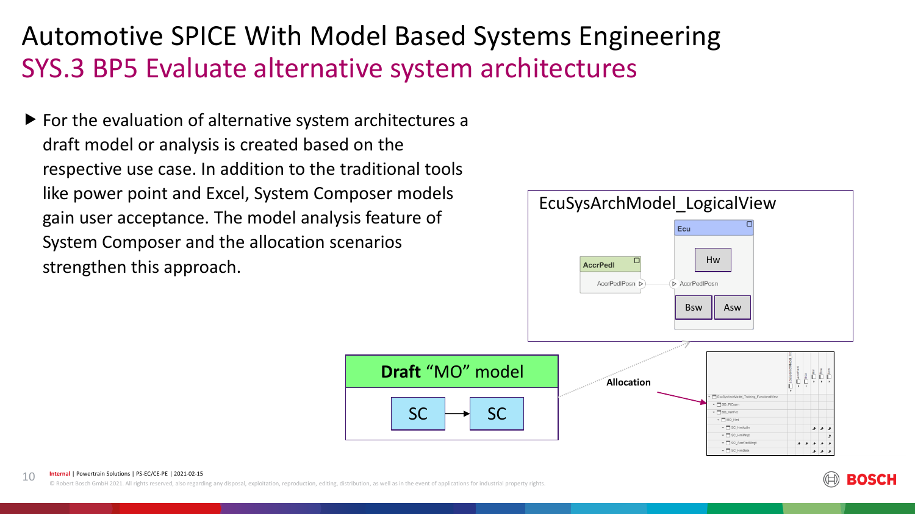# Automotive SPICE With Model Based Systems Engineering

## SYS.3 BP5 Evaluate alternative system architectures

- For the evaluation of alternative system architectures a draft model or analysis is created based on the respective use case. In addition to the traditional tools like power point and Excel, System Composer models gain user acceptance. The model analysis feature of System Composer and the allocation scenarios strengthen this approach.

EcuSysArchModel_LogicalView

Ecu

Hw

AccrPedl

AccrPedlPosn

AccrPedlPosn

Bsw

Asw

**Draft** “MO” model

SC

SC

Allocation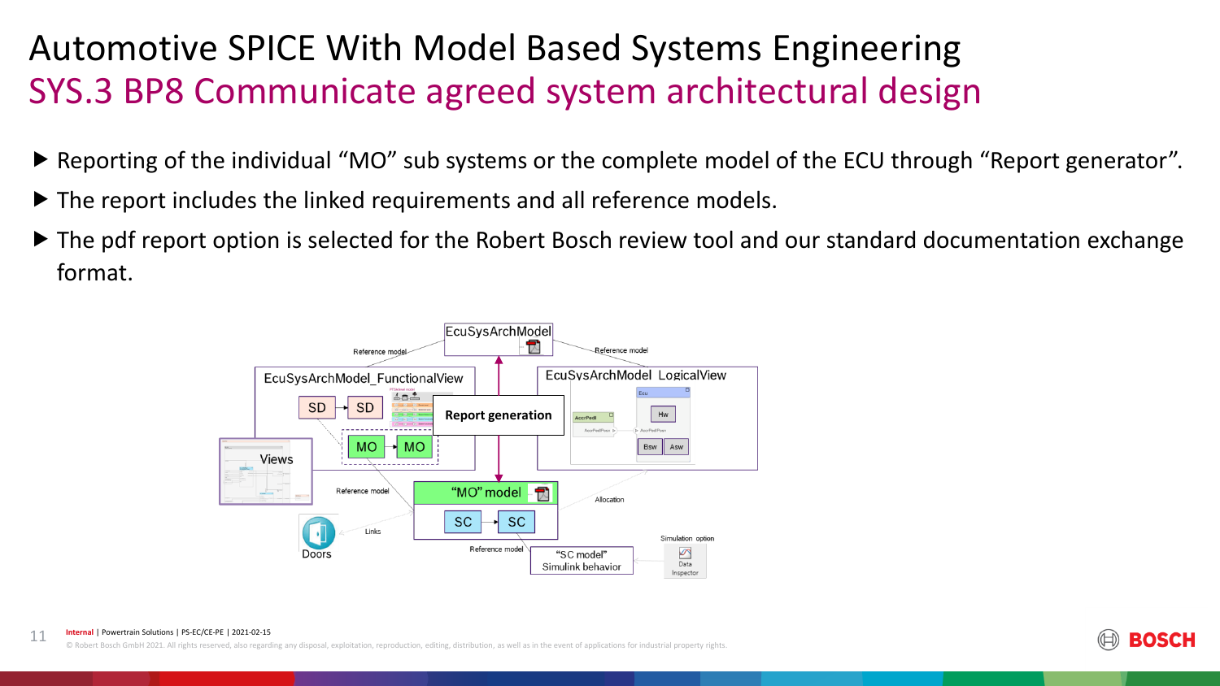# Automotive SPICE With Model Based Systems Engineering

## SYS.3 BP8 Communicate agreed system architectural design

- Reporting of the individual "MO" sub systems or the complete model of the ECU through "Report generator".
- The report includes the linked requirements and all reference models.
- The pdf report option is selected for the Robert Bosch review tool and our standard documentation exchange format.

EcuSysArchModel

Reference model

Reference model

EcuSysArchModel_FunctionalView

SD → SD

MO → MO

Views

Report generation

EcuSysArchModel_LogicalView

Ecu

Hw

Bsw Asw

AccPedl

"MO" model

SC → SC

Reference model

Allocation

Links

Doors

Reference model

"SC model"
Simulink behavior

Simulation option

Data Inspector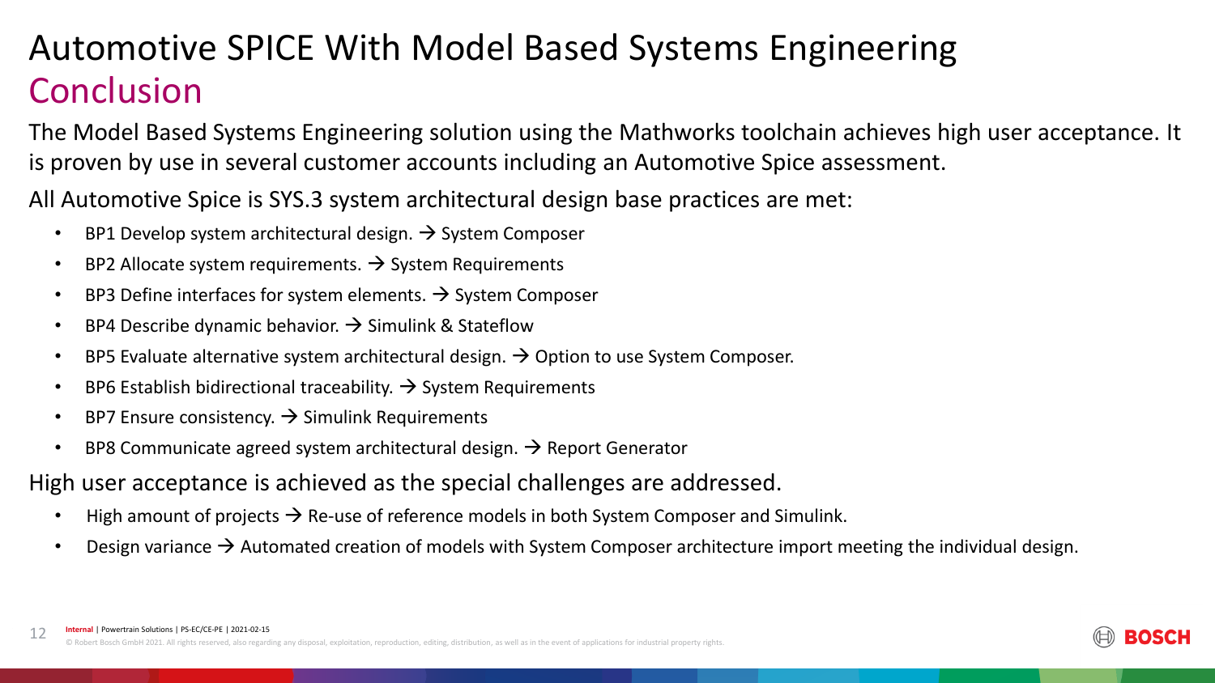# Automotive SPICE With Model Based Systems Engineering

## Conclusion

The Model Based Systems Engineering solution using the Mathworks toolchain achieves high user acceptance. It is proven by use in several customer accounts including an Automotive Spice assessment.

All Automotive Spice is SYS.3 system architectural design base practices are met:

- BP1 Develop system architectural design. → System Composer
- BP2 Allocate system requirements. → System Requirements
- BP3 Define interfaces for system elements. → System Composer
- BP4 Describe dynamic behavior. → Simulink & Stateflow
- BP5 Evaluate alternative system architectural design. → Option to use System Composer.
- BP6 Establish bidirectional traceability. → System Requirements
- BP7 Ensure consistency. → Simulink Requirements
- BP8 Communicate agreed system architectural design. → Report Generator

High user acceptance is achieved as the special challenges are addressed.

- High amount of projects → Re-use of reference models in both System Composer and Simulink.
- Design variance → Automated creation of models with System Composer architecture import meeting the individual design.